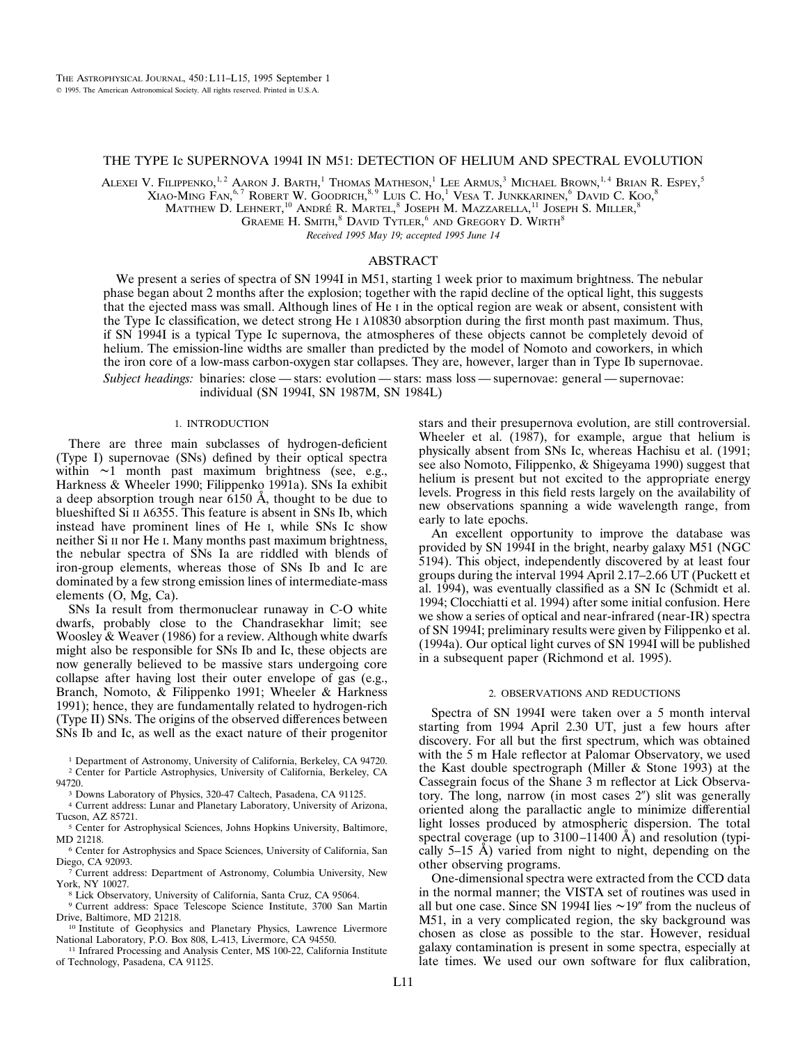# THE TYPE Ic SUPERNOVA 1994I IN M51: DETECTION OF HELIUM AND SPECTRAL EVOLUTION

Alexei V. Filippenko,[1,2] Aaron J. Barth,[1] Thomas Matheson,[1] Lee Armus,[3] Michael Brown,[1,4] Brian R. Espey,[5] Xiao-Ming Fan,[6,7] Robert W. Goodrich,[8,9] Luis C. Ho,[1] Vesa T. Junkkarinen,[6] David C. Koo,[8] Matthew D. Lehnert,[10] André R. Martel,[8] Joseph M. Mazzarella,[11] Joseph S. Miller,[8] Graeme H. Smith,[8] David Tytler,[6] and Gregory D. Wirth[8]

*Received 1995 May 19; accepted 1995 June 14*

## ABSTRACT

We present a series of spectra of SN 1994I in M51, starting 1 week prior to maximum brightness. The nebular phase began about 2 months after the explosion; together with the rapid decline of the optical light, this suggests that the ejected mass was small. Although lines of He I in the optical region are weak or absent, consistent with the Type Ic classification, we detect strong He I λ10830 absorption during the first month past maximum. Thus, if SN 1994I is a typical Type Ic supernova, the atmospheres of these objects cannot be completely devoid of helium. The emission-line widths are smaller than predicted by the model of Nomoto and coworkers, in which the iron core of a low-mass carbon-oxygen star collapses. They are, however, larger than in Type Ib supernovae.

*Subject headings:* binaries: close — stars: evolution — stars: mass loss — supernovae: general — supernovae: individual (SN 1994I, SN 1987M, SN 1984L)

## 1. INTRODUCTION

There are three main subclasses of hydrogen-deficient (Type I) supernovae (SNs) defined by their optical spectra within ~1 month past maximum brightness (see, e.g., Harkness & Wheeler 1990; Filippenko 1991a). SNs Ia exhibit a deep absorption trough near 6150 Å, thought to be due to blueshifted Si II λ6355. This feature is absent in SNs Ib, which instead have prominent lines of He I, while SNs Ic show neither Si II nor He I. Many months past maximum brightness, the nebular spectra of SNs Ia are riddled with blends of iron-group elements, whereas those of SNs Ib and Ic are dominated by a few strong emission lines of intermediate-mass elements (O, Mg, Ca).

SNs Ia result from thermonuclear runaway in C-O white dwarfs, probably close to the Chandrasekhar limit; see Woosley & Weaver (1986) for a review. Although white dwarfs might also be responsible for SNs Ib and Ic, these objects are now generally believed to be massive stars undergoing core collapse after having lost their outer envelope of gas (e.g., Branch, Nomoto, & Filippenko 1991; Wheeler & Harkness 1991); hence, they are fundamentally related to hydrogen-rich (Type II) SNs. The origins of the observed differences between SNs Ib and Ic, as well as the exact nature of their progenitor stars and their presupernova evolution, are still controversial. Wheeler et al. (1987), for example, argue that helium is physically absent from SNs Ic, whereas Hachisu et al. (1991; see also Nomoto, Filippenko, & Shigeyama 1990) suggest that helium is present but not excited to the appropriate energy levels. Progress in this field rests largely on the availability of new observations spanning a wide wavelength range, from early to late epochs.

An excellent opportunity to improve the database was provided by SN 1994I in the bright, nearby galaxy M51 (NGC 5194). This object, independently discovered by at least four groups during the interval 1994 April 2.17–2.66 UT (Puckett et al. 1994), was eventually classified as a SN Ic (Schmidt et al. 1994; Clocchiatti et al. 1994) after some initial confusion. Here we show a series of optical and near-infrared (near-IR) spectra of SN 1994I; preliminary results were given by Filippenko et al. (1994a). Our optical light curves of SN 1994I will be published in a subsequent paper (Richmond et al. 1995).

## 2. OBSERVATIONS AND REDUCTIONS

Spectra of SN 1994I were taken over a 5 month interval starting from 1994 April 2.30 UT, just a few hours after discovery. For all but the first spectrum, which was obtained with the 5 m Hale reflector at Palomar Observatory, we used the Kast double spectrograph (Miller & Stone 1993) at the Cassegrain focus of the Shane 3 m reflector at Lick Observatory. The long, narrow (in most cases 2″) slit was generally oriented along the parallactic angle to minimize differential light losses produced by atmospheric dispersion. The total spectral coverage (up to 3100–11400 Å) and resolution (typically 5–15 Å) varied from night to night, depending on the other observing programs.

One-dimensional spectra were extracted from the CCD data in the normal manner; the VISTA set of routines was used in all but one case. Since SN 1994I lies ~19″ from the nucleus of M51, in a very complicated region, the sky background was chosen as close as possible to the star. However, residual galaxy contamination is present in some spectra, especially at late times. We used our own software for flux calibration,

---

[1] Department of Astronomy, University of California, Berkeley, CA 94720.
[2] Center for Particle Astrophysics, University of California, Berkeley, CA 94720.
[3] Downs Laboratory of Physics, 320-47 Caltech, Pasadena, CA 91125.
[4] Current address: Lunar and Planetary Laboratory, University of Arizona, Tucson, AZ 85721.
[5] Center for Astrophysical Sciences, Johns Hopkins University, Baltimore, MD 21218.
[6] Center for Astrophysics and Space Sciences, University of California, San Diego, CA 92093.
[7] Current address: Department of Astronomy, Columbia University, New York, NY 10027.
[8] Lick Observatory, University of California, Santa Cruz, CA 95064.
[9] Current address: Space Telescope Science Institute, 3700 San Martin Drive, Baltimore, MD 21218.
[10] Institute of Geophysics and Planetary Physics, Lawrence Livermore National Laboratory, P.O. Box 808, L-413, Livermore, CA 94550.
[11] Infrared Processing and Analysis Center, MS 100-22, California Institute of Technology, Pasadena, CA 91125.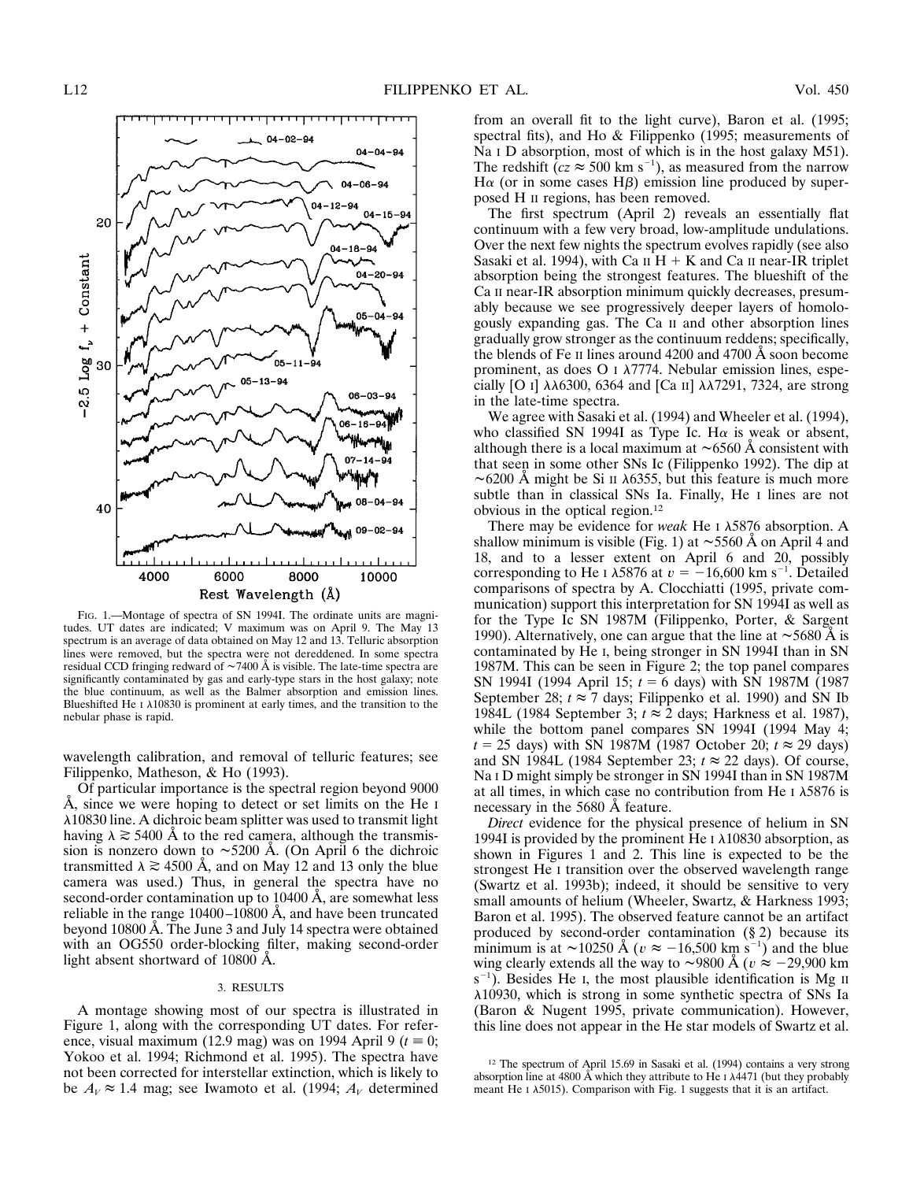FIG. 1.—Montage of spectra of SN 1994I. The ordinate units are magnitudes. UT dates are indicated; V maximum was on April 9. The May 13 spectrum is an average of data obtained on May 12 and 13. Telluric absorption lines were removed, but the spectra were not dereddened. In some spectra residual CCD fringing redward of ~7400 Å is visible. The late-time spectra are significantly contaminated by gas and early-type stars in the host galaxy; note the blue continuum, as well as the Balmer absorption and emission lines. Blueshifted He I λ10830 is prominent at early times, and the transition to the nebular phase is rapid.

wavelength calibration, and removal of telluric features; see Filippenko, Matheson, & Ho (1993).

Of particular importance is the spectral region beyond 9000 Å, since we were hoping to detect or set limits on the He I λ10830 line. A dichroic beam splitter was used to transmit light having λ ≳ 5400 Å to the red camera, although the transmission is nonzero down to ~5200 Å. (On April 6 the dichroic transmitted λ ≳ 4500 Å, and on May 12 and 13 only the blue camera was used.) Thus, in general the spectra have no second-order contamination up to 10400 Å, are somewhat less reliable in the range 10400–10800 Å, and have been truncated beyond 10800 Å. The June 3 and July 14 spectra were obtained with an OG550 order-blocking filter, making second-order light absent shortward of 10800 Å.

## 3. RESULTS

A montage showing most of our spectra is illustrated in Figure 1, along with the corresponding UT dates. For reference, visual maximum (12.9 mag) was on 1994 April 9 ($t \equiv 0$; Yokoo et al. 1994; Richmond et al. 1995). The spectra have not been corrected for interstellar extinction, which is likely to be $A_V \approx 1.4$ mag; see Iwamoto et al. (1994; $A_V$ determined from an overall fit to the light curve), Baron et al. (1995; spectral fits), and Ho & Filippenko (1995; measurements of Na I D absorption, most of which is in the host galaxy M51). The redshift ($cz \approx 500$ km s$^{-1}$), as measured from the narrow Hα (or in some cases Hβ) emission line produced by superposed H II regions, has been removed.

The first spectrum (April 2) reveals an essentially flat continuum with a few very broad, low-amplitude undulations. Over the next few nights the spectrum evolves rapidly (see also Sasaki et al. 1994), with Ca II H + K and Ca II near-IR triplet absorption being the strongest features. The blueshift of the Ca II near-IR absorption minimum quickly decreases, presumably because we see progressively deeper layers of homologously expanding gas. The Ca II and other absorption lines gradually grow stronger as the continuum reddens; specifically, the blends of Fe II lines around 4200 and 4700 Å soon become prominent, as does O I λ7774. Nebular emission lines, especially [O I] λλ6300, 6364 and [Ca II] λλ7291, 7324, are strong in the late-time spectra.

We agree with Sasaki et al. (1994) and Wheeler et al. (1994), who classified SN 1994I as Type Ic. Hα is weak or absent, although there is a local maximum at ~6560 Å consistent with that seen in some other SNs Ic (Filippenko 1992). The dip at ~6200 Å might be Si II λ6355, but this feature is much more subtle than in classical SNs Ia. Finally, He I lines are not obvious in the optical region.[12]

There may be evidence for *weak* He I λ5876 absorption. A shallow minimum is visible (Fig. 1) at ~5560 Å on April 4 and 18, and to a lesser extent on April 6 and 20, possibly corresponding to He I λ5876 at $v = -16{,}600$ km s$^{-1}$. Detailed comparisons of spectra by A. Clocchiatti (1995, private communication) support this interpretation for SN 1994I as well as for the Type Ic SN 1987M (Filippenko, Porter, & Sargent 1990). Alternatively, one can argue that the line at ~5680 Å is contaminated by He I, being stronger in SN 1994I than in SN 1987M. This can be seen in Figure 2; the top panel compares SN 1994I (1994 April 15; $t = 6$ days) with SN 1987M (1987 September 28; $t \approx 7$ days; Filippenko et al. 1990) and SN Ib 1984L (1984 September 3; $t \approx 2$ days; Harkness et al. 1987), while the bottom panel compares SN 1994I (1994 May 4; $t = 25$ days) with SN 1987M (1987 October 20; $t \approx 29$ days) and SN 1984L (1984 September 23; $t \approx 22$ days). Of course, Na I D might simply be stronger in SN 1994I than in SN 1987M at all times, in which case no contribution from He I λ5876 is necessary in the 5680 Å feature.

*Direct* evidence for the physical presence of helium in SN 1994I is provided by the prominent He I λ10830 absorption, as shown in Figures 1 and 2. This line is expected to be the strongest He I transition over the observed wavelength range (Swartz et al. 1993b); indeed, it should be sensitive to very small amounts of helium (Wheeler, Swartz, & Harkness 1993; Baron et al. 1995). The observed feature cannot be an artifact produced by second-order contamination (§ 2) because its minimum is at ~10250 Å ($v \approx -16{,}500$ km s$^{-1}$) and the blue wing clearly extends all the way to ~9800 Å ($v \approx -29{,}900$ km s$^{-1}$). Besides He I, the most plausible identification is Mg II λ10930, which is strong in some synthetic spectra of SNs Ia (Baron & Nugent 1995, private communication). However, this line does not appear in the He star models of Swartz et al.

[12] The spectrum of April 15.69 in Sasaki et al. (1994) contains a very strong absorption line at 4800 Å which they attribute to He I λ4471 (but they probably meant He I λ5015). Comparison with Fig. 1 suggests that it is an artifact.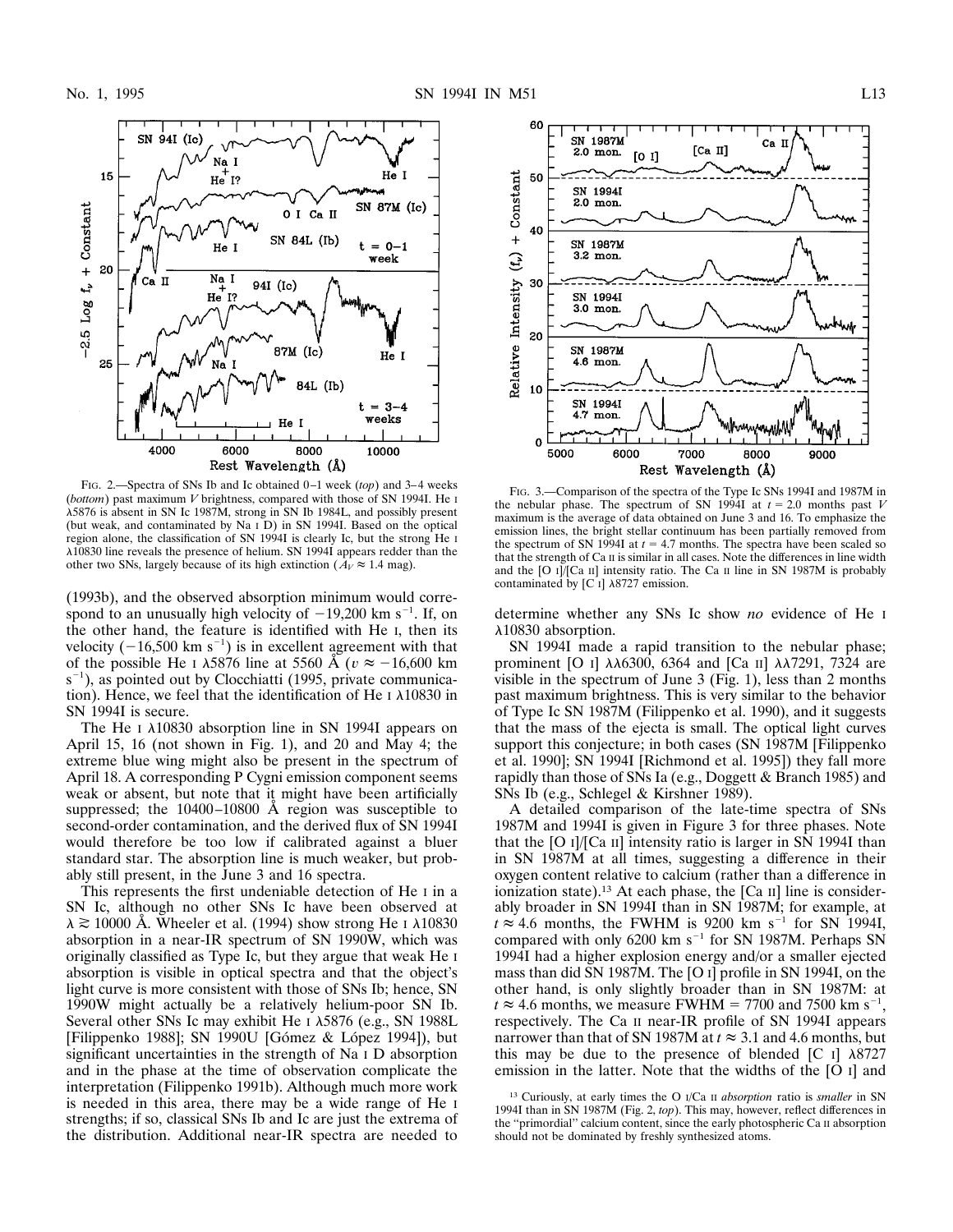FIG. 2.—Spectra of SNs Ib and Ic obtained 0–1 week (*top*) and 3–4 weeks (*bottom*) past maximum *V* brightness, compared with those of SN 1994I. He I λ5876 is absent in SN Ic 1987M, strong in SN Ib 1984L, and possibly present (but weak, and contaminated by Na I D) in SN 1994I. Based on the optical region alone, the classification of SN 1994I is clearly Ic, but the strong He I λ10830 line reveals the presence of helium. SN 1994I appears redder than the other two SNs, largely because of its high extinction ($A_V \approx 1.4$ mag).

(1993b), and the observed absorption minimum would correspond to an unusually high velocity of $-19{,}200$ km s$^{-1}$. If, on the other hand, the feature is identified with He I, then its velocity ($-16{,}500$ km s$^{-1}$) is in excellent agreement with that of the possible He I λ5876 line at 5560 Å ($v \approx -16{,}600$ km s$^{-1}$), as pointed out by Clocchiatti (1995, private communication). Hence, we feel that the identification of He I λ10830 in SN 1994I is secure.

The He I λ10830 absorption line in SN 1994I appears on April 15, 16 (not shown in Fig. 1), and 20 and May 4; the extreme blue wing might also be present in the spectrum of April 18. A corresponding P Cygni emission component seems weak or absent, but note that it might have been artificially suppressed; the 10400–10800 Å region was susceptible to second-order contamination, and the derived flux of SN 1994I would therefore be too low if calibrated against a bluer standard star. The absorption line is much weaker, but probably still present, in the June 3 and 16 spectra.

This represents the first undeniable detection of He I in a SN Ic, although no other SNs Ic have been observed at $\lambda \gtrsim 10000$ Å. Wheeler et al. (1994) show strong He I λ10830 absorption in a near-IR spectrum of SN 1990W, which was originally classified as Type Ic, but they argue that weak He I absorption is visible in optical spectra and that the object's light curve is more consistent with those of SNs Ib; hence, SN 1990W might actually be a relatively helium-poor SN Ib. Several other SNs Ic may exhibit He I λ5876 (e.g., SN 1988L [Filippenko 1988]; SN 1990U [Gómez & López 1994]), but significant uncertainties in the strength of Na I D absorption and in the phase at the time of observation complicate the interpretation (Filippenko 1991b). Although much more work is needed in this area, there may be a wide range of He I strengths; if so, classical SNs Ib and Ic are just the extrema of the distribution. Additional near-IR spectra are needed to determine whether any SNs Ic show *no* evidence of He I λ10830 absorption.

FIG. 3.—Comparison of the spectra of the Type Ic SNs 1994I and 1987M in the nebular phase. The spectrum of SN 1994I at $t = 2.0$ months past *V* maximum is the average of data obtained on June 3 and 16. To emphasize the emission lines, the bright stellar continuum has been partially removed from the spectrum of SN 1994I at $t = 4.7$ months. The spectra have been scaled so that the strength of Ca II is similar in all cases. Note the differences in line width and the [O I]/[Ca II] intensity ratio. The Ca II line in SN 1987M is probably contaminated by [C I] λ8727 emission.

SN 1994I made a rapid transition to the nebular phase; prominent [O I] λλ6300, 6364 and [Ca II] λλ7291, 7324 are visible in the spectrum of June 3 (Fig. 1), less than 2 months past maximum brightness. This is very similar to the behavior of Type Ic SN 1987M (Filippenko et al. 1990), and it suggests that the mass of the ejecta is small. The optical light curves support this conjecture; in both cases (SN 1987M [Filippenko et al. 1990]; SN 1994I [Richmond et al. 1995]) they fall more rapidly than those of SNs Ia (e.g., Doggett & Branch 1985) and SNs Ib (e.g., Schlegel & Kirshner 1989).

A detailed comparison of the late-time spectra of SNs 1987M and 1994I is given in Figure 3 for three phases. Note that the [O I]/[Ca II] intensity ratio is larger in SN 1994I than in SN 1987M at all times, suggesting a difference in their oxygen content relative to calcium (rather than a difference in ionization state).[13] At each phase, the [Ca II] line is considerably broader in SN 1994I than in SN 1987M; for example, at $t \approx 4.6$ months, the FWHM is 9200 km s$^{-1}$ for SN 1994I, compared with only 6200 km s$^{-1}$ for SN 1987M. Perhaps SN 1994I had a higher explosion energy and/or a smaller ejected mass than did SN 1987M. The [O I] profile in SN 1994I, on the other hand, is only slightly broader than in SN 1987M: at $t \approx 4.6$ months, we measure FWHM = 7700 and 7500 km s$^{-1}$, respectively. The Ca II near-IR profile of SN 1994I appears narrower than that of SN 1987M at $t \approx 3.1$ and 4.6 months, but this may be due to the presence of blended [C I] λ8727 emission in the latter. Note that the widths of the [O I] and

[13] Curiously, at early times the O I/Ca II *absorption* ratio is *smaller* in SN 1994I than in SN 1987M (Fig. 2, *top*). This may, however, reflect differences in the "primordial" calcium content, since the early photospheric Ca II absorption should not be dominated by freshly synthesized atoms.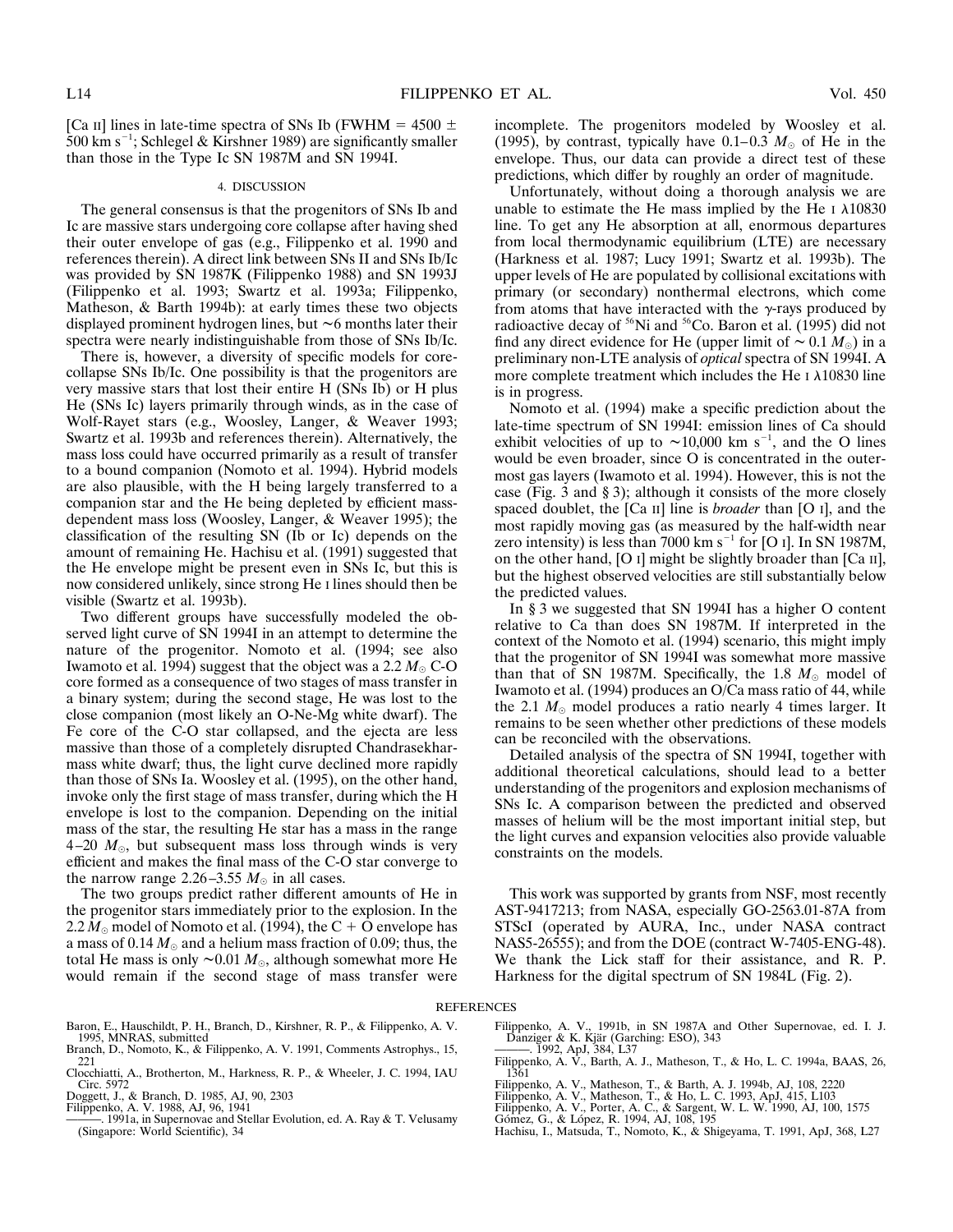[Ca II] lines in late-time spectra of SNs Ib (FWHM = 4500 ± 500 km s$^{-1}$; Schlegel & Kirshner 1989) are significantly smaller than those in the Type Ic SN 1987M and SN 1994I.

## 4. DISCUSSION

The general consensus is that the progenitors of SNs Ib and Ic are massive stars undergoing core collapse after having shed their outer envelope of gas (e.g., Filippenko et al. 1990 and references therein). A direct link between SNs II and SNs Ib/Ic was provided by SN 1987K (Filippenko 1988) and SN 1993J (Filippenko et al. 1993; Swartz et al. 1993a; Filippenko, Matheson, & Barth 1994b): at early times these two objects displayed prominent hydrogen lines, but ~6 months later their spectra were nearly indistinguishable from those of SNs Ib/Ic.

There is, however, a diversity of specific models for core-collapse SNs Ib/Ic. One possibility is that the progenitors are very massive stars that lost their entire H (SNs Ib) or H plus He (SNs Ic) layers primarily through winds, as in the case of Wolf-Rayet stars (e.g., Woosley, Langer, & Weaver 1993; Swartz et al. 1993b and references therein). Alternatively, the mass loss could have occurred primarily as a result of transfer to a bound companion (Nomoto et al. 1994). Hybrid models are also plausible, with the H being largely transferred to a companion star and the He being depleted by efficient mass-dependent mass loss (Woosley, Langer, & Weaver 1995); the classification of the resulting SN (Ib or Ic) depends on the amount of remaining He. Hachisu et al. (1991) suggested that the He envelope might be present even in SNs Ic, but this is now considered unlikely, since strong He I lines should then be visible (Swartz et al. 1993b).

Two different groups have successfully modeled the observed light curve of SN 1994I in an attempt to determine the nature of the progenitor. Nomoto et al. (1994; see also Iwamoto et al. 1994) suggest that the object was a 2.2 $M_{\odot}$ C-O core formed as a consequence of two stages of mass transfer in a binary system; during the second stage, He was lost to the close companion (most likely an O-Ne-Mg white dwarf). The Fe core of the C-O star collapsed, and the ejecta are less massive than those of a completely disrupted Chandrasekhar-mass white dwarf; thus, the light curve declined more rapidly than those of SNs Ia. Woosley et al. (1995), on the other hand, invoke only the first stage of mass transfer, during which the H envelope is lost to the companion. Depending on the initial mass of the star, the resulting He star has a mass in the range 4–20 $M_{\odot}$, but subsequent mass loss through winds is very efficient and makes the final mass of the C-O star converge to the narrow range 2.26–3.55 $M_{\odot}$ in all cases.

The two groups predict rather different amounts of He in the progenitor stars immediately prior to the explosion. In the 2.2 $M_{\odot}$ model of Nomoto et al. (1994), the C + O envelope has a mass of 0.14 $M_{\odot}$ and a helium mass fraction of 0.09; thus, the total He mass is only ~0.01 $M_{\odot}$, although somewhat more He would remain if the second stage of mass transfer were incomplete. The progenitors modeled by Woosley et al. (1995), by contrast, typically have 0.1–0.3 $M_{\odot}$ of He in the envelope. Thus, our data can provide a direct test of these predictions, which differ by roughly an order of magnitude.

Unfortunately, without doing a thorough analysis we are unable to estimate the He mass implied by the He I λ10830 line. To get any He absorption at all, enormous departures from local thermodynamic equilibrium (LTE) are necessary (Harkness et al. 1987; Lucy 1991; Swartz et al. 1993b). The upper levels of He are populated by collisional excitations with primary (or secondary) nonthermal electrons, which come from atoms that have interacted with the γ-rays produced by radioactive decay of $^{56}$Ni and $^{56}$Co. Baron et al. (1995) did not find any direct evidence for He (upper limit of ~ 0.1 $M_{\odot}$) in a preliminary non-LTE analysis of *optical* spectra of SN 1994I. A more complete treatment which includes the He I λ10830 line is in progress.

Nomoto et al. (1994) make a specific prediction about the late-time spectrum of SN 1994I: emission lines of Ca should exhibit velocities of up to ~10,000 km s$^{-1}$, and the O lines would be even broader, since O is concentrated in the outermost gas layers (Iwamoto et al. 1994). However, this is not the case (Fig. 3 and § 3); although it consists of the more closely spaced doublet, the [Ca II] line is *broader* than [O I], and the most rapidly moving gas (as measured by the half-width near zero intensity) is less than 7000 km s$^{-1}$ for [O I]. In SN 1987M, on the other hand, [O I] might be slightly broader than [Ca II], but the highest observed velocities are still substantially below the predicted values.

In § 3 we suggested that SN 1994I has a higher O content relative to Ca than does SN 1987M. If interpreted in the context of the Nomoto et al. (1994) scenario, this might imply that the progenitor of SN 1994I was somewhat more massive than that of SN 1987M. Specifically, the 1.8 $M_{\odot}$ model of Iwamoto et al. (1994) produces an O/Ca mass ratio of 44, while the 2.1 $M_{\odot}$ model produces a ratio nearly 4 times larger. It remains to be seen whether other predictions of these models can be reconciled with the observations.

Detailed analysis of the spectra of SN 1994I, together with additional theoretical calculations, should lead to a better understanding of the progenitors and explosion mechanisms of SNs Ic. A comparison between the predicted and observed masses of helium will be the most important initial step, but the light curves and expansion velocities also provide valuable constraints on the models.

This work was supported by grants from NSF, most recently AST-9417213; from NASA, especially GO-2563.01-87A from STScI (operated by AURA, Inc., under NASA contract NAS5-26555); and from the DOE (contract W-7405-ENG-48). We thank the Lick staff for their assistance, and R. P. Harkness for the digital spectrum of SN 1984L (Fig. 2).

## REFERENCES

Baron, E., Hauschildt, P. H., Branch, D., Kirshner, R. P., & Filippenko, A. V. 1995, MNRAS, submitted
Branch, D., Nomoto, K., & Filippenko, A. V. 1991, Comments Astrophys., 15, 221
Clocchiatti, A., Brotherton, M., Harkness, R. P., & Wheeler, J. C. 1994, IAU Circ. 5972
Doggett, J., & Branch, D. 1985, AJ, 90, 2303
Filippenko, A. V. 1988, AJ, 96, 1941
———. 1991a, in Supernovae and Stellar Evolution, ed. A. Ray & T. Velusamy (Singapore: World Scientific), 34
Filippenko, A. V., 1991b, in SN 1987A and Other Supernovae, ed. I. J. Danziger & K. Kjär (Garching: ESO), 343
———. 1992, ApJ, 384, L37
Filippenko, A. V., Barth, A. J., Matheson, T., & Ho, L. C. 1994a, BAAS, 26, 1361
Filippenko, A. V., Matheson, T., & Barth, A. J. 1994b, AJ, 108, 2220
Filippenko, A. V., Matheson, T., & Ho, L. C. 1993, ApJ, 415, L103
Filippenko, A. V., Porter, A. C., & Sargent, W. L. W. 1990, AJ, 100, 1575
Gómez, G., & López, R. 1994, AJ, 108, 195
Hachisu, I., Matsuda, T., Nomoto, K., & Shigeyama, T. 1991, ApJ, 368, L27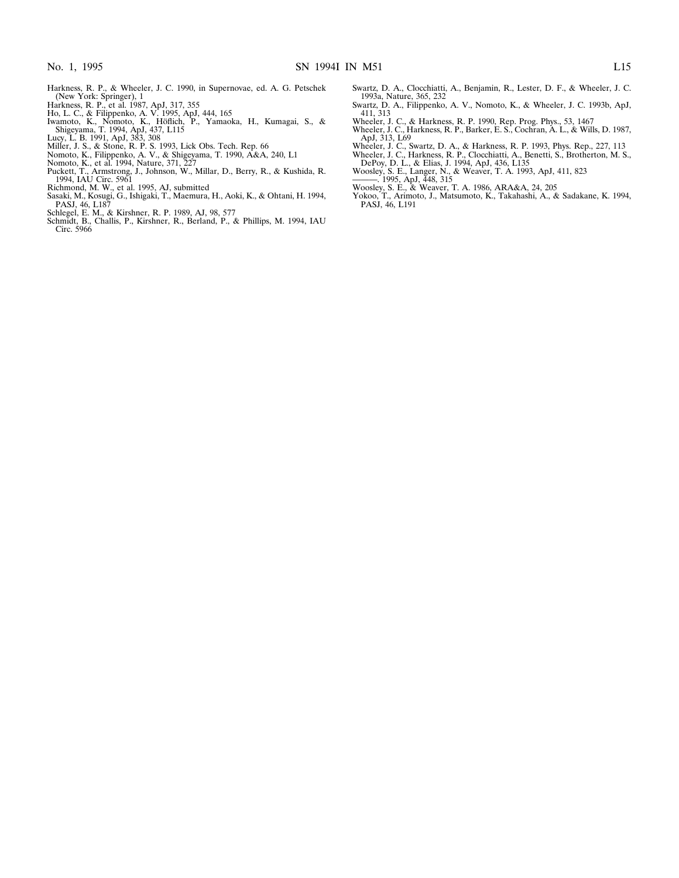Harkness, R. P., & Wheeler, J. C. 1990, in Supernovae, ed. A. G. Petschek (New York: Springer), 1

Harkness, R. P., et al. 1987, ApJ, 317, 355

Ho, L. C., & Filippenko, A. V. 1995, ApJ, 444, 165

Iwamoto, K., Nomoto, K., Höflich, P., Yamaoka, H., Kumagai, S., & Shigeyama, T. 1994, ApJ, 437, L115

Lucy, L. B. 1991, ApJ, 383, 308

Miller, J. S., & Stone, R. P. S. 1993, Lick Obs. Tech. Rep. 66

Nomoto, K., Filippenko, A. V., & Shigeyama, T. 1990, A&A, 240, L1

Nomoto, K., et al. 1994, Nature, 371, 227

Puckett, T., Armstrong, J., Johnson, W., Millar, D., Berry, R., & Kushida, R. 1994, IAU Circ. 5961

Richmond, M. W., et al. 1995, AJ, submitted

Sasaki, M., Kosugi, G., Ishigaki, T., Maemura, H., Aoki, K., & Ohtani, H. 1994, PASJ, 46, L187

Schlegel, E. M., & Kirshner, R. P. 1989, AJ, 98, 577

Schmidt, B., Challis, P., Kirshner, R., Berland, P., & Phillips, M. 1994, IAU Circ. 5966

Swartz, D. A., Clocchiatti, A., Benjamin, R., Lester, D. F., & Wheeler, J. C. 1993a, Nature, 365, 232

Swartz, D. A., Filippenko, A. V., Nomoto, K., & Wheeler, J. C. 1993b, ApJ, 411, 313

Wheeler, J. C., & Harkness, R. P. 1990, Rep. Prog. Phys., 53, 1467

Wheeler, J. C., Harkness, R. P., Barker, E. S., Cochran, A. L., & Wills, D. 1987, ApJ, 313, L69

Wheeler, J. C., Swartz, D. A., & Harkness, R. P. 1993, Phys. Rep., 227, 113

Wheeler, J. C., Harkness, R. P., Clocchiatti, A., Benetti, S., Brotherton, M. S., DePoy, D. L., & Elias, J. 1994, ApJ, 436, L135

Woosley, S. E., Langer, N., & Weaver, T. A. 1993, ApJ, 411, 823

———. 1995, ApJ, 448, 315

Woosley, S. E., & Weaver, T. A. 1986, ARA&A, 24, 205

Yokoo, T., Arimoto, J., Matsumoto, K., Takahashi, A., & Sadakane, K. 1994, PASJ, 46, L191